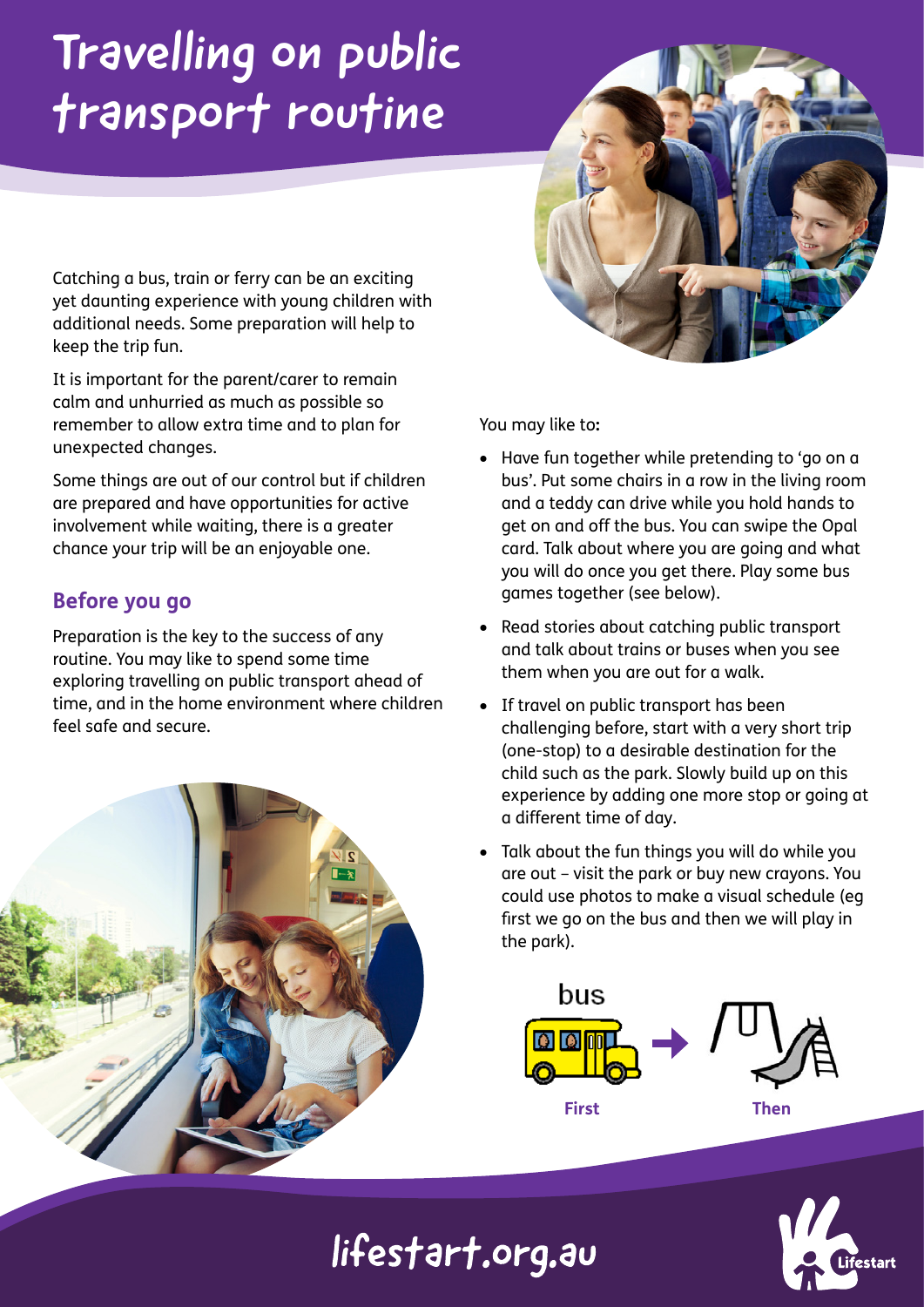# Travelling on public transport routine

Catching a bus, train or ferry can be an exciting yet daunting experience with young children with additional needs. Some preparation will help to keep the trip fun.

It is important for the parent/carer to remain calm and unhurried as much as possible so remember to allow extra time and to plan for unexpected changes.

Some things are out of our control but if children are prepared and have opportunities for active involvement while waiting, there is a greater chance your trip will be an enjoyable one.

## Before you go

Preparation is the key to the success of any routine. You may like to spend some time exploring travelling on public transport ahead of time, and in the home environment where children feel safe and secure.

You may like to:

- Have fun together while pretending to 'go on a bus'. Put some chairs in a row in the living room and a teddy can drive while you hold hands to get on and off the bus. You can swipe the Opal card. Talk about where you are going and what you will do once you get there. Play some bus games together (see below).
- Read stories about catching public transport and talk about trains or buses when you see them when you are out for a walk.
- If travel on public transport has been challenging before, start with a very short trip (one-stop) to a desirable destination for the child such as the park. Slowly build up on this experience by adding one more stop or going at a different time of day.
- Talk about the fun things you will do while you are out – visit the park or buy new crayons. You could use photos to make a visual schedule (eg first we go on the bus and then we will play in the park).

bus

First → Then

lifestart.org.au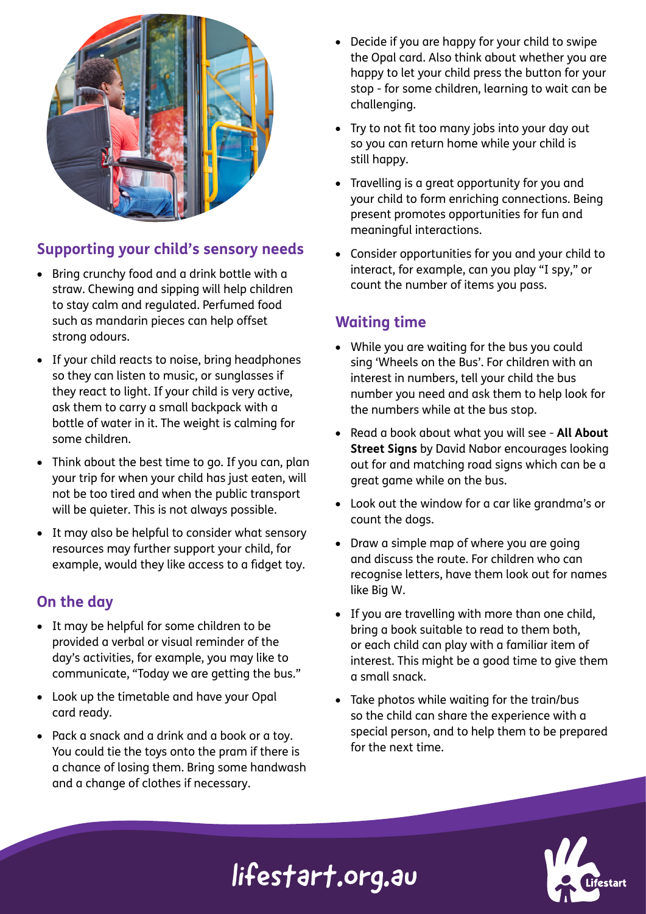## Supporting your child's sensory needs

- Bring crunchy food and a drink bottle with a straw. Chewing and sipping will help children to stay calm and regulated. Perfumed food such as mandarin pieces can help offset strong odours.
- If your child reacts to noise, bring headphones so they can listen to music, or sunglasses if they react to light. If your child is very active, ask them to carry a small backpack with a bottle of water in it. The weight is calming for some children.
- Think about the best time to go. If you can, plan your trip for when your child has just eaten, will not be too tired and when the public transport will be quieter. This is not always possible.
- It may also be helpful to consider what sensory resources may further support your child, for example, would they like access to a fidget toy.

## On the day

- It may be helpful for some children to be provided a verbal or visual reminder of the day's activities, for example, you may like to communicate, "Today we are getting the bus."
- Look up the timetable and have your Opal card ready.
- Pack a snack and a drink and a book or a toy. You could tie the toys onto the pram if there is a chance of losing them. Bring some handwash and a change of clothes if necessary.
- Decide if you are happy for your child to swipe the Opal card. Also think about whether you are happy to let your child press the button for your stop - for some children, learning to wait can be challenging.
- Try to not fit too many jobs into your day out so you can return home while your child is still happy.
- Travelling is a great opportunity for you and your child to form enriching connections. Being present promotes opportunities for fun and meaningful interactions.
- Consider opportunities for you and your child to interact, for example, can you play "I spy," or count the number of items you pass.

## Waiting time

- While you are waiting for the bus you could sing 'Wheels on the Bus'. For children with an interest in numbers, tell your child the bus number you need and ask them to help look for the numbers while at the bus stop.
- Read a book about what you will see - **All About Street Signs** by David Nabor encourages looking out for and matching road signs which can be a great game while on the bus.
- Look out the window for a car like grandma's or count the dogs.
- Draw a simple map of where you are going and discuss the route. For children who can recognise letters, have them look out for names like Big W.
- If you are travelling with more than one child, bring a book suitable to read to them both, or each child can play with a familiar item of interest. This might be a good time to give them a small snack.
- Take photos while waiting for the train/bus so the child can share the experience with a special person, and to help them to be prepared for the next time.

lifestart.org.au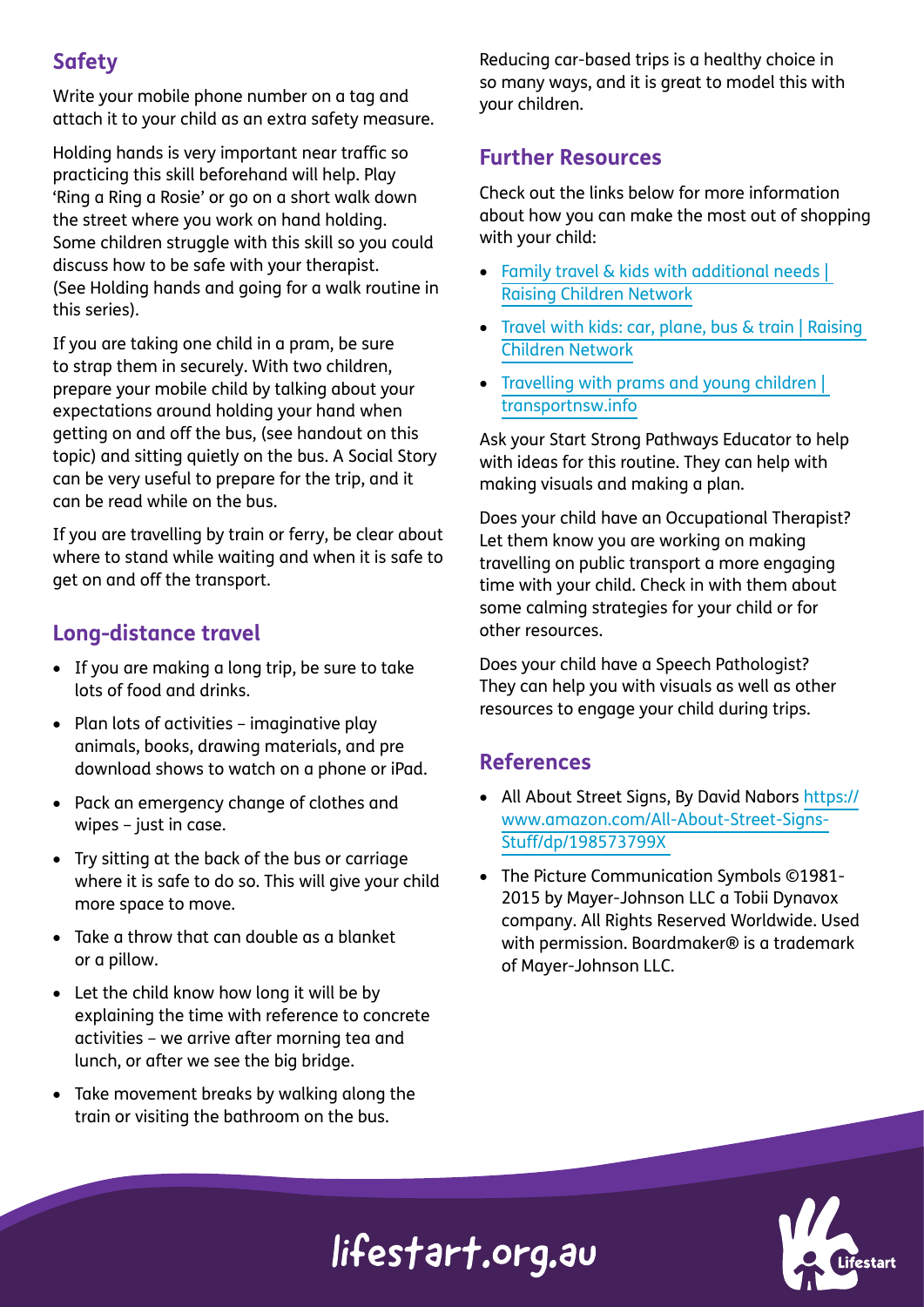## Safety

Write your mobile phone number on a tag and attach it to your child as an extra safety measure.

Holding hands is very important near traffic so practicing this skill beforehand will help. Play 'Ring a Ring a Rosie' or go on a short walk down the street where you work on hand holding. Some children struggle with this skill so you could discuss how to be safe with your therapist. (See Holding hands and going for a walk routine in this series).

If you are taking one child in a pram, be sure to strap them in securely. With two children, prepare your mobile child by talking about your expectations around holding your hand when getting on and off the bus, (see handout on this topic) and sitting quietly on the bus. A Social Story can be very useful to prepare for the trip, and it can be read while on the bus.

If you are travelling by train or ferry, be clear about where to stand while waiting and when it is safe to get on and off the transport.

## Long-distance travel

- If you are making a long trip, be sure to take lots of food and drinks.
- Plan lots of activities – imaginative play animals, books, drawing materials, and pre download shows to watch on a phone or iPad.
- Pack an emergency change of clothes and wipes – just in case.
- Try sitting at the back of the bus or carriage where it is safe to do so. This will give your child more space to move.
- Take a throw that can double as a blanket or a pillow.
- Let the child know how long it will be by explaining the time with reference to concrete activities – we arrive after morning tea and lunch, or after we see the big bridge.
- Take movement breaks by walking along the train or visiting the bathroom on the bus.

Reducing car-based trips is a healthy choice in so many ways, and it is great to model this with your children.

## Further Resources

Check out the links below for more information about how you can make the most out of shopping with your child:

- Family travel & kids with additional needs | Raising Children Network
- Travel with kids: car, plane, bus & train | Raising Children Network
- Travelling with prams and young children | transportnsw.info

Ask your Start Strong Pathways Educator to help with ideas for this routine. They can help with making visuals and making a plan.

Does your child have an Occupational Therapist? Let them know you are working on making travelling on public transport a more engaging time with your child. Check in with them about some calming strategies for your child or for other resources.

Does your child have a Speech Pathologist? They can help you with visuals as well as other resources to engage your child during trips.

## References

- All About Street Signs, By David Nabors https://www.amazon.com/All-About-Street-Signs-Stuff/dp/198573799X
- The Picture Communication Symbols ©1981-2015 by Mayer-Johnson LLC a Tobii Dynavox company. All Rights Reserved Worldwide. Used with permission. Boardmaker® is a trademark of Mayer-Johnson LLC.

lifestart.org.au